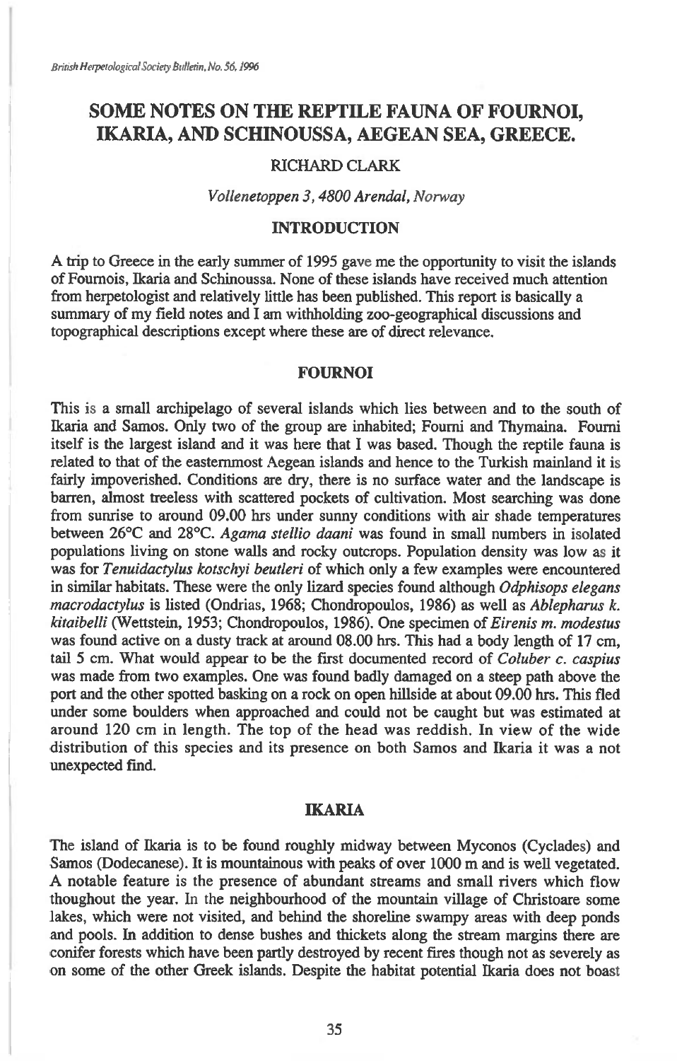# SOME NOTES ON THE REPTILE FAUNA OF FOURNOI, IKARIA, AND SCHINOUSSA, AEGEAN SEA, GREECE.

RICHARD CLARK

*Vollenetoppen 3, 4800 Arendal, Norway*

## INTRODUCTION

A trip to Greece in the early summer of 1995 gave me the opportunity to visit the islands of Fournois, Ikaria and Schinoussa. None of these islands have received much attention from herpetologist and relatively little has been published. This report is basically a summary of my field notes and I am withholding zoo-geographical discussions and topographical descriptions except where these are of direct relevance.

## FOURNOI

This is a small archipelago of several islands which lies between and to the south of Ikaria and Samos. Only two of the group are inhabited; Fourni and Thymaina. Fourni itself is the largest island and it was here that I was based. Though the reptile fauna is related to that of the easternmost Aegean islands and hence to the Turkish mainland it is fairly impoverished. Conditions are dry, there is no surface water and the landscape is barren, almost treeless with scattered pockets of cultivation. Most searching was done from sunrise to around 09.00 hrs under sunny conditions with air shade temperatures between 26°C and 28°C. *Agama stellio daani* was found in small numbers in isolated populations living on stone walls and rocky outcrops. Population density was low as it was for *Tenuidactylus kotschyi beutleri* of which only a few examples were encountered in similar habitats. These were the only lizard species found although *Odphisops elegans macrodactylus* is listed (Ondrias, 1968; Chondropoulos, 1986) as well as *Ablepharus k. kitaibelli* (Wettstein, 1953; Chondropoulos, 1986). One specimen of *Eirenis m. modestus* was found active on a dusty track at around 08.00 hrs. This had a body length of 17 cm, tail 5 cm. What would appear to be the first documented record of *Coluber c. caspius* was made from two examples. One was found badly damaged on a steep path above the port and the other spotted basking on a rock on open hillside at about 09.00 hrs. This fled under some boulders when approached and could not be caught but was estimated at around 120 cm in length. The top of the head was reddish. In view of the wide distribution of this species and its presence on both Samos and Ikaria it was a not unexpected find.

## IKARIA

The island of Ikaria is to be found roughly midway between Myconos (Cyclades) and Samos (Dodecanese). It is mountainous with peaks of over 1000 m and is well vegetated. A notable feature is the presence of abundant streams and small rivers which flow thoughout the year. In the neighbourhood of the mountain village of Christoare some lakes, which were not visited, and behind the shoreline swampy areas with deep ponds and pools. In addition to dense bushes and thickets along the stream margins there are conifer forests which have been partly destroyed by recent fires though not as severely as on some of the other Greek islands. Despite the habitat potential Ikaria does not boast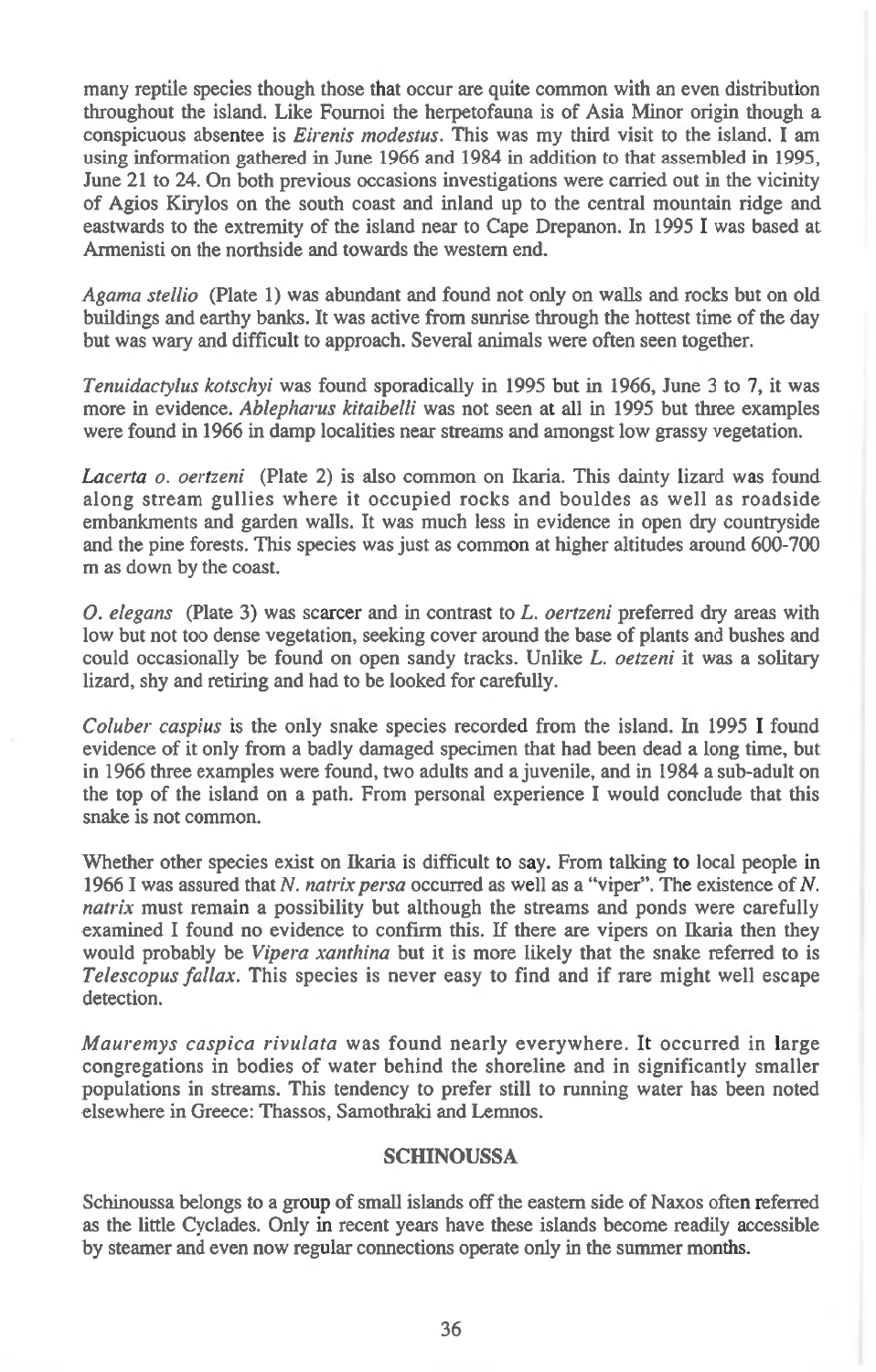many reptile species though those that occur are quite common with an even distribution throughout the island. Like Fournoi the herpetofauna is of Asia Minor origin though a conspicuous absentee is *Eirenis modestus*. This was my third visit to the island. I am using information gathered in June 1966 and 1984 in addition to that assembled in 1995, June 21 to 24. On both previous occasions investigations were carried out in the vicinity of Agios Kirylos on the south coast and inland up to the central mountain ridge and eastwards to the extremity of the island near to Cape Drepanon. In 1995 I was based at Armenisti on the northside and towards the western end.

*Agama stellio* (Plate 1) was abundant and found not only on walls and rocks but on old buildings and earthy banks. It was active from sunrise through the hottest time of the day but was wary and difficult to approach. Several animals were often seen together.

*Tenuidactylus kotschyi* was found sporadically in 1995 but in 1966, June 3 to 7, it was more in evidence. *Ablepharus kitaibelli* was not seen at all in 1995 but three examples were found in 1966 in damp localities near streams and amongst low grassy vegetation.

*Lacerta o. oertzeni* (Plate 2) is also common on Ikaria. This dainty lizard was found along stream gullies where it occupied rocks and bouldes as well as roadside embankments and garden walls. It was much less in evidence in open dry countryside and the pine forests. This species was just as common at higher altitudes around 600-700 m as down by the coast.

*O. elegans* (Plate 3) was scarcer and in contrast to *L. oertzeni* preferred dry areas with low but not too dense vegetation, seeking cover around the base of plants and bushes and could occasionally be found on open sandy tracks. Unlike *L. oetzeni* it was a solitary lizard, shy and retiring and had to be looked for carefully.

*Coluber caspius* is the only snake species recorded from the island. In 1995 I found evidence of it only from a badly damaged specimen that had been dead a long time, but in 1966 three examples were found, two adults and a juvenile, and in 1984 a sub-adult on the top of the island on a path. From personal experience I would conclude that this snake is not common.

Whether other species exist on Ikaria is difficult to say. From talking to local people in 1966 I was assured that *N. natrix persa* occurred as well as a "viper". The existence of *N. natrix* must remain a possibility but although the streams and ponds were carefully examined I found no evidence to confirm this. If there are vipers on Ikaria then they would probably be *Vipera xanthina* but it is more likely that the snake referred to is *Telescopus fallax*. This species is never easy to find and if rare might well escape detection.

*Mauremys caspica rivulata* was found nearly everywhere. It occurred in large congregations in bodies of water behind the shoreline and in significantly smaller populations in streams. This tendency to prefer still to running water has been noted elsewhere in Greece: Thassos, Samothraki and Lemnos.

## SCHINOUSSA

Schinoussa belongs to a group of small islands off the eastern side of Naxos often referred as the little Cyclades. Only in recent years have these islands become readily accessible by steamer and even now regular connections operate only in the summer months.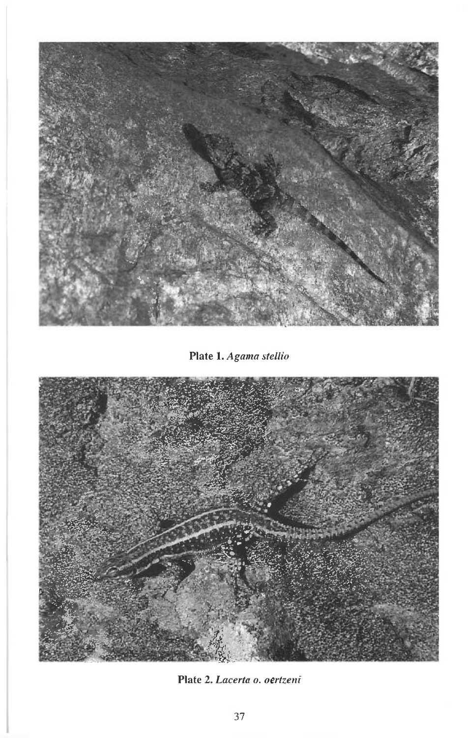**Plate 1.** *Agama stellio*

**Plate 2.** *Lacerta o. oertzeni*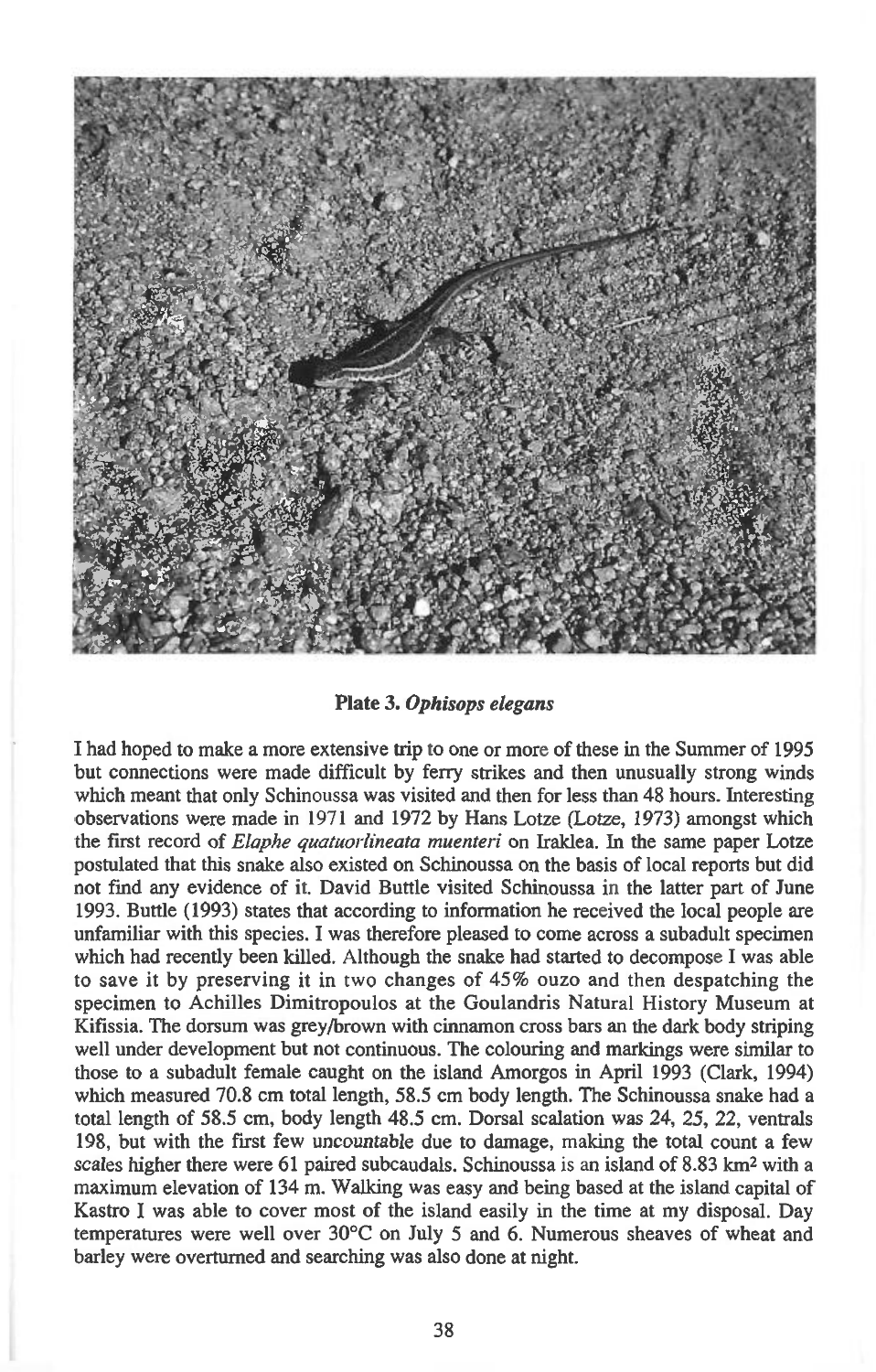**Plate 3. *Ophisops elegans***

I had hoped to make a more extensive trip to one or more of these in the Summer of 1995 but connections were made difficult by ferry strikes and then unusually strong winds which meant that only Schinoussa was visited and then for less than 48 hours. Interesting observations were made in 1971 and 1972 by Hans Lotze (Lotze, 1973) amongst which the first record of *Elaphe quatuorlineata muenteri* on Iraklea. In the same paper Lotze postulated that this snake also existed on Schinoussa on the basis of local reports but did not find any evidence of it. David Buttle visited Schinoussa in the latter part of June 1993. Buttle (1993) states that according to information he received the local people are unfamiliar with this species. I was therefore pleased to come across a subadult specimen which had recently been killed. Although the snake had started to decompose I was able to save it by preserving it in two changes of 45% ouzo and then despatching the specimen to Achilles Dimitropoulos at the Goulandris Natural History Museum at Kifissia. The dorsum was grey/brown with cinnamon cross bars an the dark body striping well under development but not continuous. The colouring and markings were similar to those to a subadult female caught on the island Amorgos in April 1993 (Clark, 1994) which measured 70.8 cm total length, 58.5 cm body length. The Schinoussa snake had a total length of 58.5 cm, body length 48.5 cm. Dorsal scalation was 24, 25, 22, ventrals 198, but with the first few uncountable due to damage, making the total count a few scales higher there were 61 paired subcaudals. Schinoussa is an island of 8.83 km$^2$ with a maximum elevation of 134 m. Walking was easy and being based at the island capital of Kastro I was able to cover most of the island easily in the time at my disposal. Day temperatures were well over 30°C on July 5 and 6. Numerous sheaves of wheat and barley were overturned and searching was also done at night.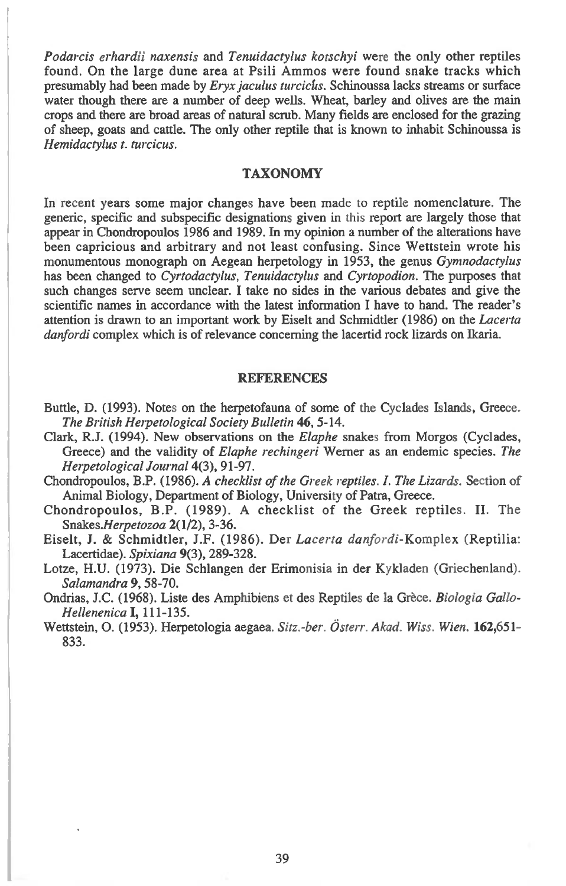*Podarcis erhardii naxensis* and *Tenuidactylus kotschyi* were the only other reptiles found. On the large dune area at Psili Ammos were found snake tracks which presumably had been made by *Eryx jaculus turcicus*. Schinoussa lacks streams or surface water though there are a number of deep wells. Wheat, barley and olives are the main crops and there are broad areas of natural scrub. Many fields are enclosed for the grazing of sheep, goats and cattle. The only other reptile that is known to inhabit Schinoussa is *Hemidactylus t. turcicus*.

## TAXONOMY

In recent years some major changes have been made to reptile nomenclature. The generic, specific and subspecific designations given in this report are largely those that appear in Chondropoulos 1986 and 1989. In my opinion a number of the alterations have been capricious and arbitrary and not least confusing. Since Wettstein wrote his monumentous monograph on Aegean herpetology in 1953, the genus *Gymnodactylus* has been changed to *Cyrtodactylus, Tenuidactylus* and *Cyrtopodion*. The purposes that such changes serve seem unclear. I take no sides in the various debates and give the scientific names in accordance with the latest information I have to hand. The reader's attention is drawn to an important work by Eiselt and Schmidtler (1986) on the *Lacerta danfordi* complex which is of relevance concerning the lacertid rock lizards on Ikaria.

## REFERENCES

Buttle, D. (1993). Notes on the herpetofauna of some of the Cyclades Islands, Greece. *The British Herpetological Society Bulletin* **46**, 5-14.

Clark, R.J. (1994). New observations on the *Elaphe* snakes from Morgos (Cyclades, Greece) and the validity of *Elaphe rechingeri* Werner as an endemic species. *The Herpetological Journal* **4**(3), 91-97.

Chondropoulos, B.P. (1986). *A checklist of the Greek reptiles. I. The Lizards.* Section of Animal Biology, Department of Biology, University of Patra, Greece.

Chondropoulos, B.P. (1989). A checklist of the Greek reptiles. II. The Snakes.*Herpetozoa* **2**(1/2), 3-36.

Eiselt, J. & Schmidtler, J.F. (1986). Der *Lacerta danfordi*-Komplex (Reptilia: Lacertidae). *Spixiana* **9**(3), 289-328.

Lotze, H.U. (1973). Die Schlangen der Erimonisia in der Kykladen (Griechenland). *Salamandra* **9**, 58-70.

Ondrias, J.C. (1968). Liste des Amphibiens et des Reptiles de la Grèce. *Biologia Gallo-Hellenenica* **I**, 111-135.

Wettstein, O. (1953). Herpetologia aegaea. *Sitz.-ber. Österr. Akad. Wiss. Wien.* **162**,651-833.